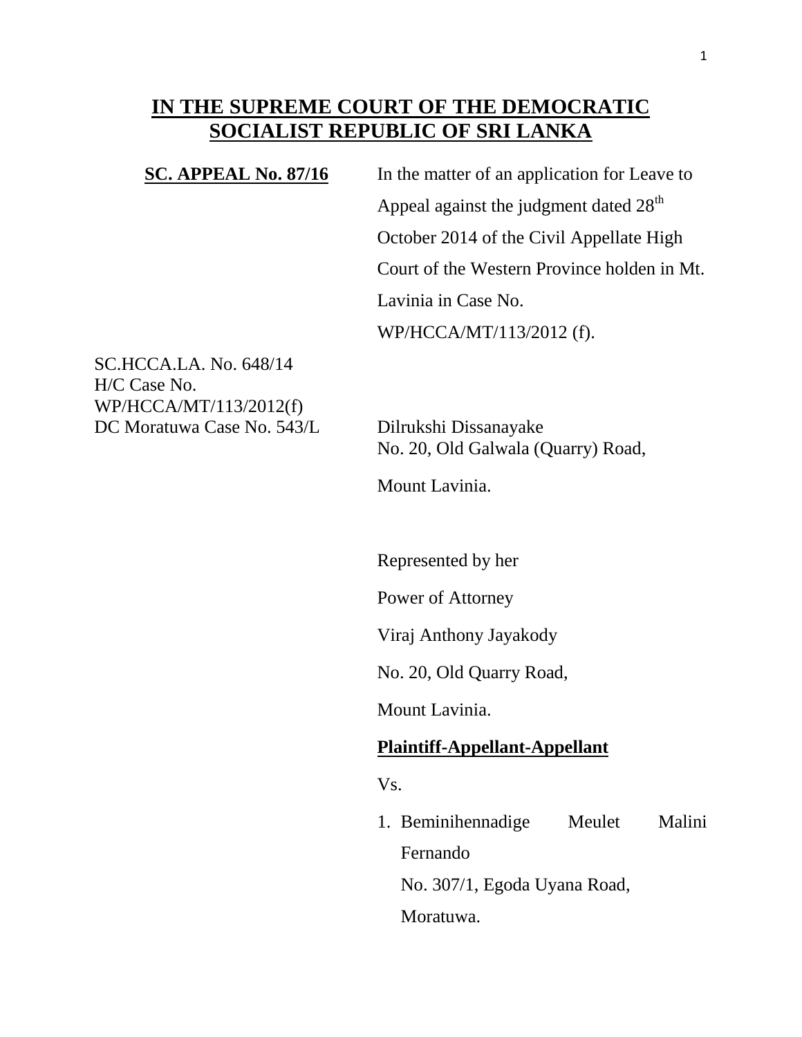# IN THE SUPREME COURT OF THE DEMOCRATIC SOCIALIST REPUBLIC OF SRI LANKA

**SC. APPEAL No. 87/16**

In the matter of an application for Leave to Appeal against the judgment dated 28th October 2014 of the Civil Appellate High Court of the Western Province holden in Mt. Lavinia in Case No. WP/HCCA/MT/113/2012 (f).

SC.HCCA.LA. No. 648/14
H/C Case No.
WP/HCCA/MT/113/2012(f)
DC Moratuwa Case No. 543/L

Dilrukshi Dissanayake
No. 20, Old Galwala (Quarry) Road,
Mount Lavinia.

Represented by her
Power of Attorney
Viraj Anthony Jayakody
No. 20, Old Quarry Road,
Mount Lavinia.

**Plaintiff-Appellant-Appellant**

Vs.

1. Beminihennadige Meulet Malini Fernando
   No. 307/1, Egoda Uyana Road,
   Moratuwa.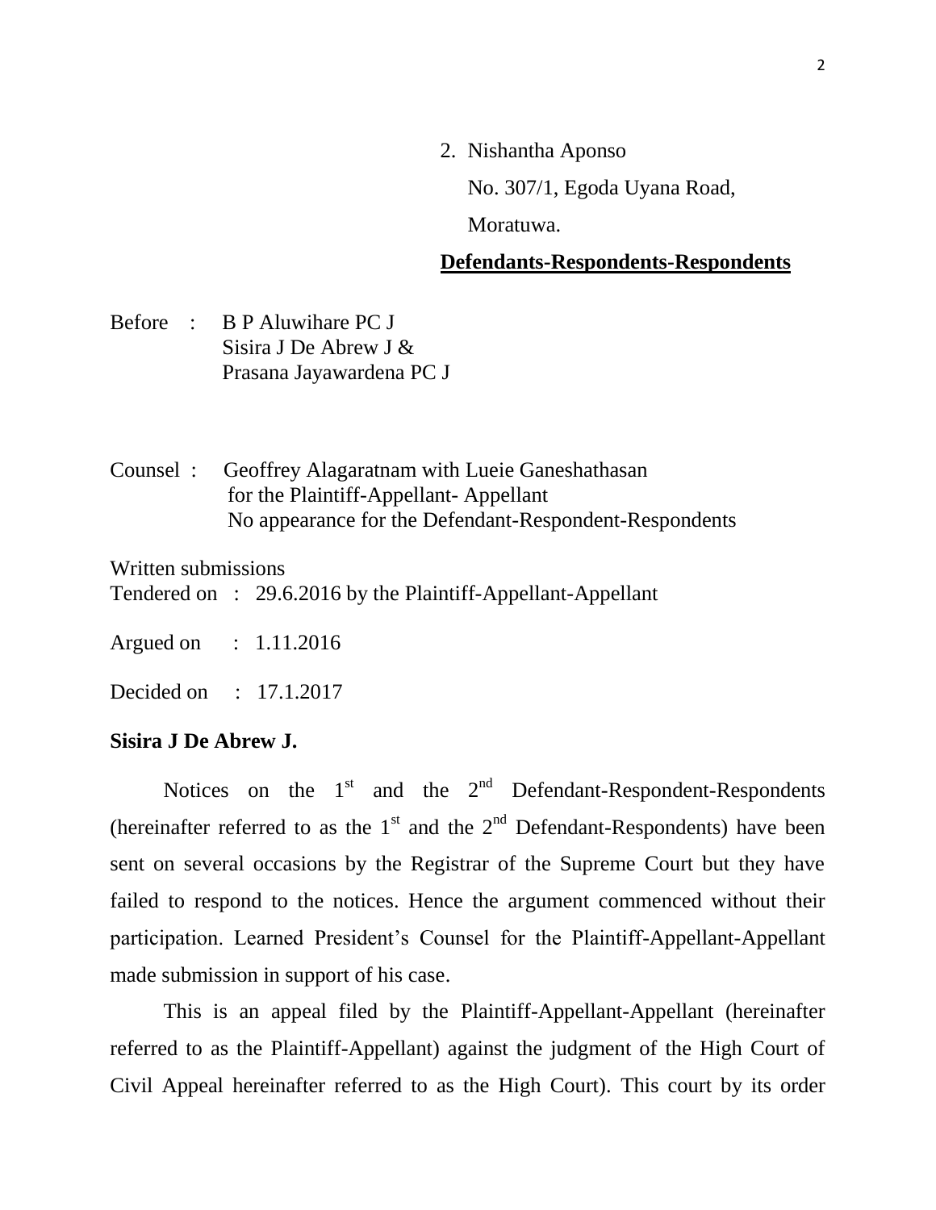2. Nishantha Aponso

   No. 307/1, Egoda Uyana Road,

   Moratuwa.

**Defendants-Respondents-Respondents**

Before : B P Aluwihare PC J
Sisira J De Abrew J &
Prasana Jayawardena PC J

Counsel : Geoffrey Alagaratnam with Lueie Ganeshathasan for the Plaintiff-Appellant- Appellant
No appearance for the Defendant-Respondent-Respondents

Written submissions
Tendered on : 29.6.2016 by the Plaintiff-Appellant-Appellant

Argued on : 1.11.2016

Decided on : 17.1.2017

**Sisira J De Abrew J.**

Notices on the 1st and the 2nd Defendant-Respondent-Respondents (hereinafter referred to as the 1st and the 2nd Defendant-Respondents) have been sent on several occasions by the Registrar of the Supreme Court but they have failed to respond to the notices. Hence the argument commenced without their participation. Learned President's Counsel for the Plaintiff-Appellant-Appellant made submission in support of his case.

This is an appeal filed by the Plaintiff-Appellant-Appellant (hereinafter referred to as the Plaintiff-Appellant) against the judgment of the High Court of Civil Appeal hereinafter referred to as the High Court). This court by its order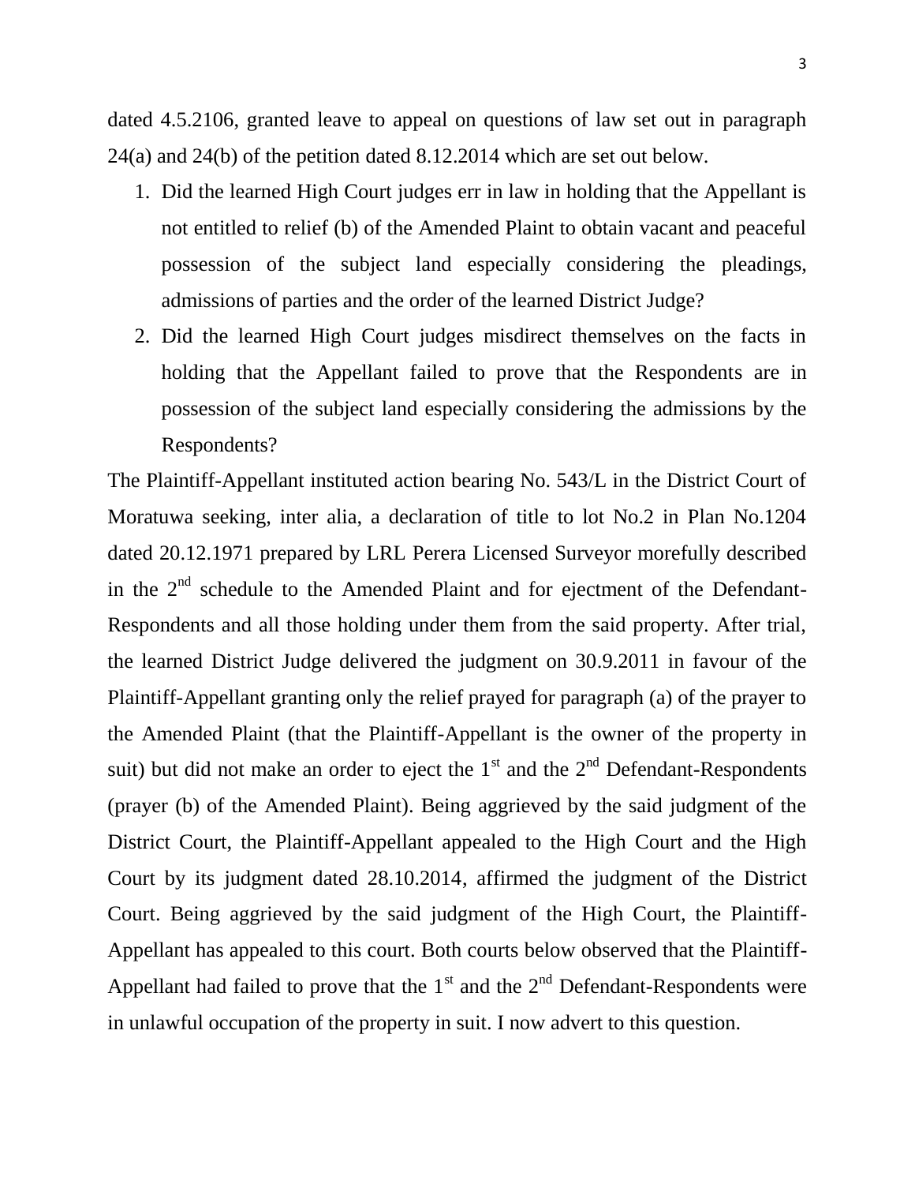dated 4.5.2106, granted leave to appeal on questions of law set out in paragraph 24(a) and 24(b) of the petition dated 8.12.2014 which are set out below.

1. Did the learned High Court judges err in law in holding that the Appellant is not entitled to relief (b) of the Amended Plaint to obtain vacant and peaceful possession of the subject land especially considering the pleadings, admissions of parties and the order of the learned District Judge?
2. Did the learned High Court judges misdirect themselves on the facts in holding that the Appellant failed to prove that the Respondents are in possession of the subject land especially considering the admissions by the Respondents?

The Plaintiff-Appellant instituted action bearing No. 543/L in the District Court of Moratuwa seeking, inter alia, a declaration of title to lot No.2 in Plan No.1204 dated 20.12.1971 prepared by LRL Perera Licensed Surveyor morefully described in the 2nd schedule to the Amended Plaint and for ejectment of the Defendant-Respondents and all those holding under them from the said property. After trial, the learned District Judge delivered the judgment on 30.9.2011 in favour of the Plaintiff-Appellant granting only the relief prayed for paragraph (a) of the prayer to the Amended Plaint (that the Plaintiff-Appellant is the owner of the property in suit) but did not make an order to eject the 1st and the 2nd Defendant-Respondents (prayer (b) of the Amended Plaint). Being aggrieved by the said judgment of the District Court, the Plaintiff-Appellant appealed to the High Court and the High Court by its judgment dated 28.10.2014, affirmed the judgment of the District Court. Being aggrieved by the said judgment of the High Court, the Plaintiff-Appellant has appealed to this court. Both courts below observed that the Plaintiff-Appellant had failed to prove that the 1st and the 2nd Defendant-Respondents were in unlawful occupation of the property in suit. I now advert to this question.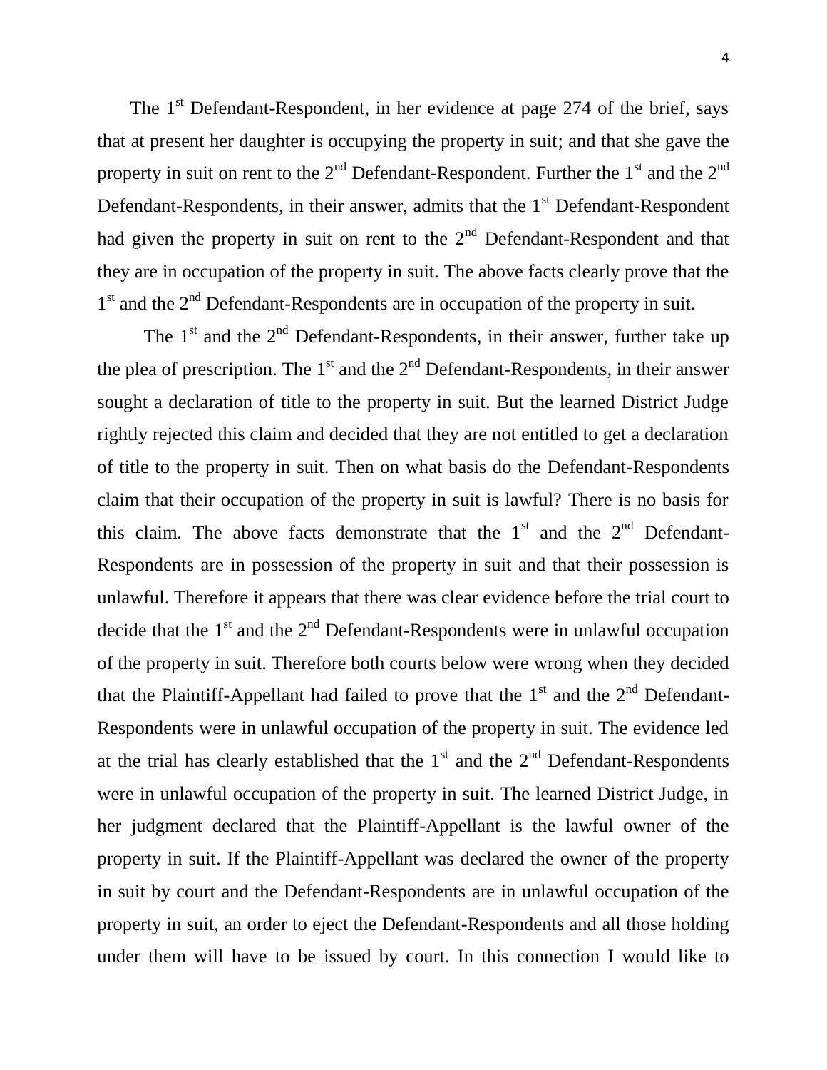The 1st Defendant-Respondent, in her evidence at page 274 of the brief, says that at present her daughter is occupying the property in suit; and that she gave the property in suit on rent to the 2nd Defendant-Respondent. Further the 1st and the 2nd Defendant-Respondents, in their answer, admits that the 1st Defendant-Respondent had given the property in suit on rent to the 2nd Defendant-Respondent and that they are in occupation of the property in suit. The above facts clearly prove that the 1st and the 2nd Defendant-Respondents are in occupation of the property in suit.

The 1st and the 2nd Defendant-Respondents, in their answer, further take up the plea of prescription. The 1st and the 2nd Defendant-Respondents, in their answer sought a declaration of title to the property in suit. But the learned District Judge rightly rejected this claim and decided that they are not entitled to get a declaration of title to the property in suit. Then on what basis do the Defendant-Respondents claim that their occupation of the property in suit is lawful? There is no basis for this claim. The above facts demonstrate that the 1st and the 2nd Defendant-Respondents are in possession of the property in suit and that their possession is unlawful. Therefore it appears that there was clear evidence before the trial court to decide that the 1st and the 2nd Defendant-Respondents were in unlawful occupation of the property in suit. Therefore both courts below were wrong when they decided that the Plaintiff-Appellant had failed to prove that the 1st and the 2nd Defendant-Respondents were in unlawful occupation of the property in suit. The evidence led at the trial has clearly established that the 1st and the 2nd Defendant-Respondents were in unlawful occupation of the property in suit. The learned District Judge, in her judgment declared that the Plaintiff-Appellant is the lawful owner of the property in suit. If the Plaintiff-Appellant was declared the owner of the property in suit by court and the Defendant-Respondents are in unlawful occupation of the property in suit, an order to eject the Defendant-Respondents and all those holding under them will have to be issued by court. In this connection I would like to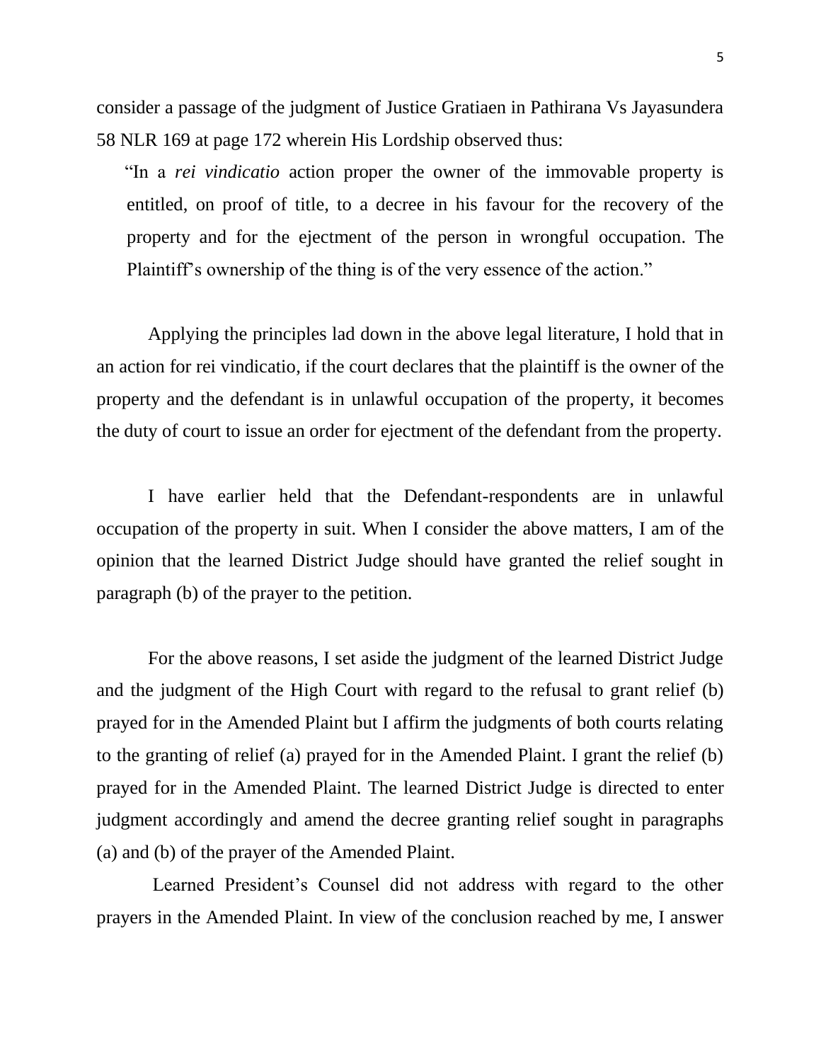consider a passage of the judgment of Justice Gratiaen in Pathirana Vs Jayasundera 58 NLR 169 at page 172 wherein His Lordship observed thus:

> "In a *rei vindicatio* action proper the owner of the immovable property is entitled, on proof of title, to a decree in his favour for the recovery of the property and for the ejectment of the person in wrongful occupation. The Plaintiff's ownership of the thing is of the very essence of the action."

Applying the principles lad down in the above legal literature, I hold that in an action for rei vindicatio, if the court declares that the plaintiff is the owner of the property and the defendant is in unlawful occupation of the property, it becomes the duty of court to issue an order for ejectment of the defendant from the property.

I have earlier held that the Defendant-respondents are in unlawful occupation of the property in suit. When I consider the above matters, I am of the opinion that the learned District Judge should have granted the relief sought in paragraph (b) of the prayer to the petition.

For the above reasons, I set aside the judgment of the learned District Judge and the judgment of the High Court with regard to the refusal to grant relief (b) prayed for in the Amended Plaint but I affirm the judgments of both courts relating to the granting of relief (a) prayed for in the Amended Plaint. I grant the relief (b) prayed for in the Amended Plaint. The learned District Judge is directed to enter judgment accordingly and amend the decree granting relief sought in paragraphs (a) and (b) of the prayer of the Amended Plaint.

Learned President's Counsel did not address with regard to the other prayers in the Amended Plaint. In view of the conclusion reached by me, I answer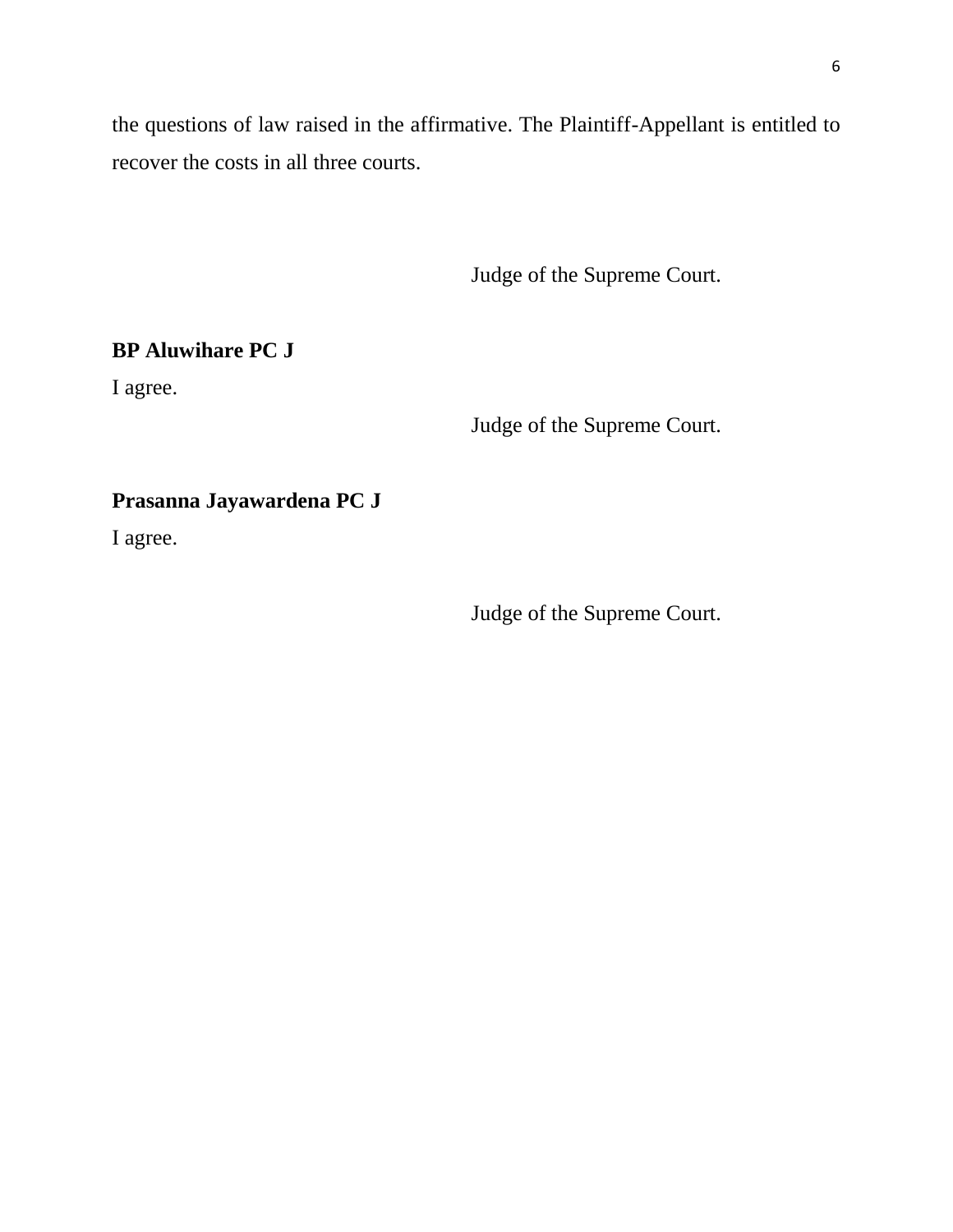the questions of law raised in the affirmative. The Plaintiff-Appellant is entitled to recover the costs in all three courts.

Judge of the Supreme Court.

**BP Aluwihare PC J**

I agree.

Judge of the Supreme Court.

**Prasanna Jayawardena PC J**

I agree.

Judge of the Supreme Court.